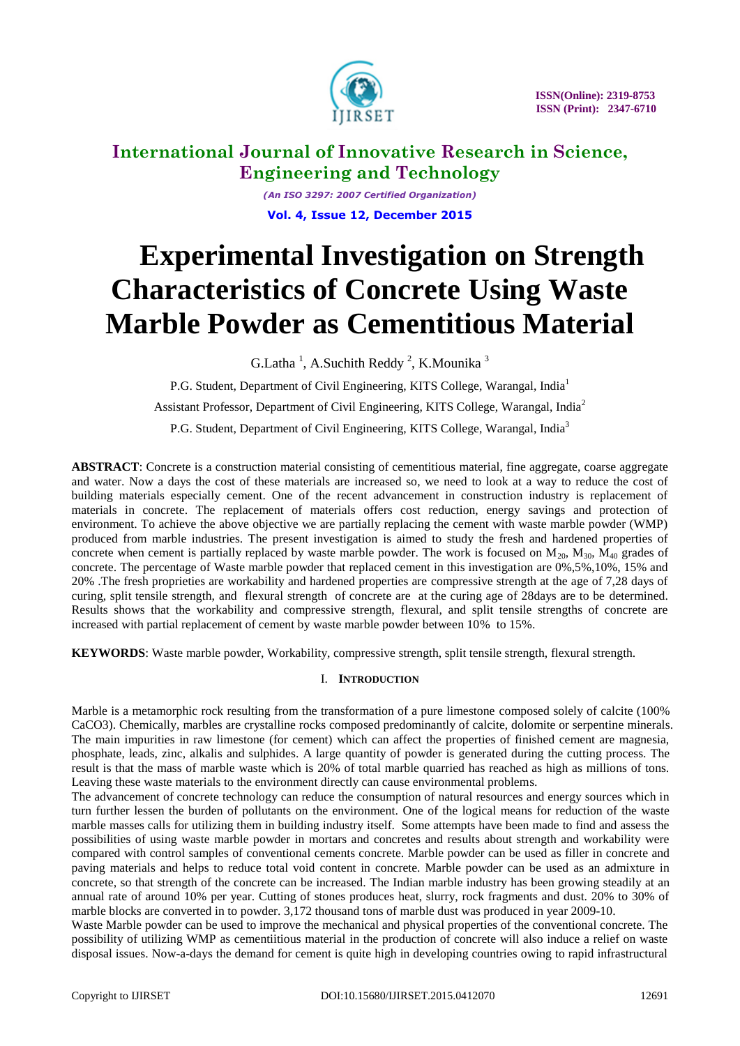# Experimental Investigation on Strength Characteristics of Concrete Using Waste Marble Powder as Cementitious Material

G.Latha [1], A.Suchith Reddy [2], K.Mounika [3]

P.G. Student, Department of Civil Engineering, KITS College, Warangal, India[1]

Assistant Professor, Department of Civil Engineering, KITS College, Warangal, India[2]

P.G. Student, Department of Civil Engineering, KITS College, Warangal, India[3]

**ABSTRACT**: Concrete is a construction material consisting of cementitious material, fine aggregate, coarse aggregate and water. Now a days the cost of these materials are increased so, we need to look at a way to reduce the cost of building materials especially cement. One of the recent advancement in construction industry is replacement of materials in concrete. The replacement of materials offers cost reduction, energy savings and protection of environment. To achieve the above objective we are partially replacing the cement with waste marble powder (WMP) produced from marble industries. The present investigation is aimed to study the fresh and hardened properties of concrete when cement is partially replaced by waste marble powder. The work is focused on $M_{20}$, $M_{30}$, $M_{40}$ grades of concrete. The percentage of Waste marble powder that replaced cement in this investigation are 0%,5%,10%, 15% and 20% .The fresh proprieties are workability and hardened properties are compressive strength at the age of 7,28 days of curing, split tensile strength, and flexural strength of concrete are at the curing age of 28days are to be determined. Results shows that the workability and compressive strength, flexural, and split tensile strengths of concrete are increased with partial replacement of cement by waste marble powder between 10% to 15%.

**KEYWORDS**: Waste marble powder, Workability, compressive strength, split tensile strength, flexural strength.

## I. INTRODUCTION

Marble is a metamorphic rock resulting from the transformation of a pure limestone composed solely of calcite (100% $CaCO_3$). Chemically, marbles are crystalline rocks composed predominantly of calcite, dolomite or serpentine minerals. The main impurities in raw limestone (for cement) which can affect the properties of finished cement are magnesia, phosphate, leads, zinc, alkalis and sulphides. A large quantity of powder is generated during the cutting process. The result is that the mass of marble waste which is 20% of total marble quarried has reached as high as millions of tons. Leaving these waste materials to the environment directly can cause environmental problems.

The advancement of concrete technology can reduce the consumption of natural resources and energy sources which in turn further lessen the burden of pollutants on the environment. One of the logical means for reduction of the waste marble masses calls for utilizing them in building industry itself. Some attempts have been made to find and assess the possibilities of using waste marble powder in mortars and concretes and results about strength and workability were compared with control samples of conventional cements concrete. Marble powder can be used as filler in concrete and paving materials and helps to reduce total void content in concrete. Marble powder can be used as an admixture in concrete, so that strength of the concrete can be increased. The Indian marble industry has been growing steadily at an annual rate of around 10% per year. Cutting of stones produces heat, slurry, rock fragments and dust. 20% to 30% of marble blocks are converted in to powder. 3,172 thousand tons of marble dust was produced in year 2009-10.

Waste Marble powder can be used to improve the mechanical and physical properties of the conventional concrete. The possibility of utilizing WMP as cementiitious material in the production of concrete will also induce a relief on waste disposal issues. Now-a-days the demand for cement is quite high in developing countries owing to rapid infrastructural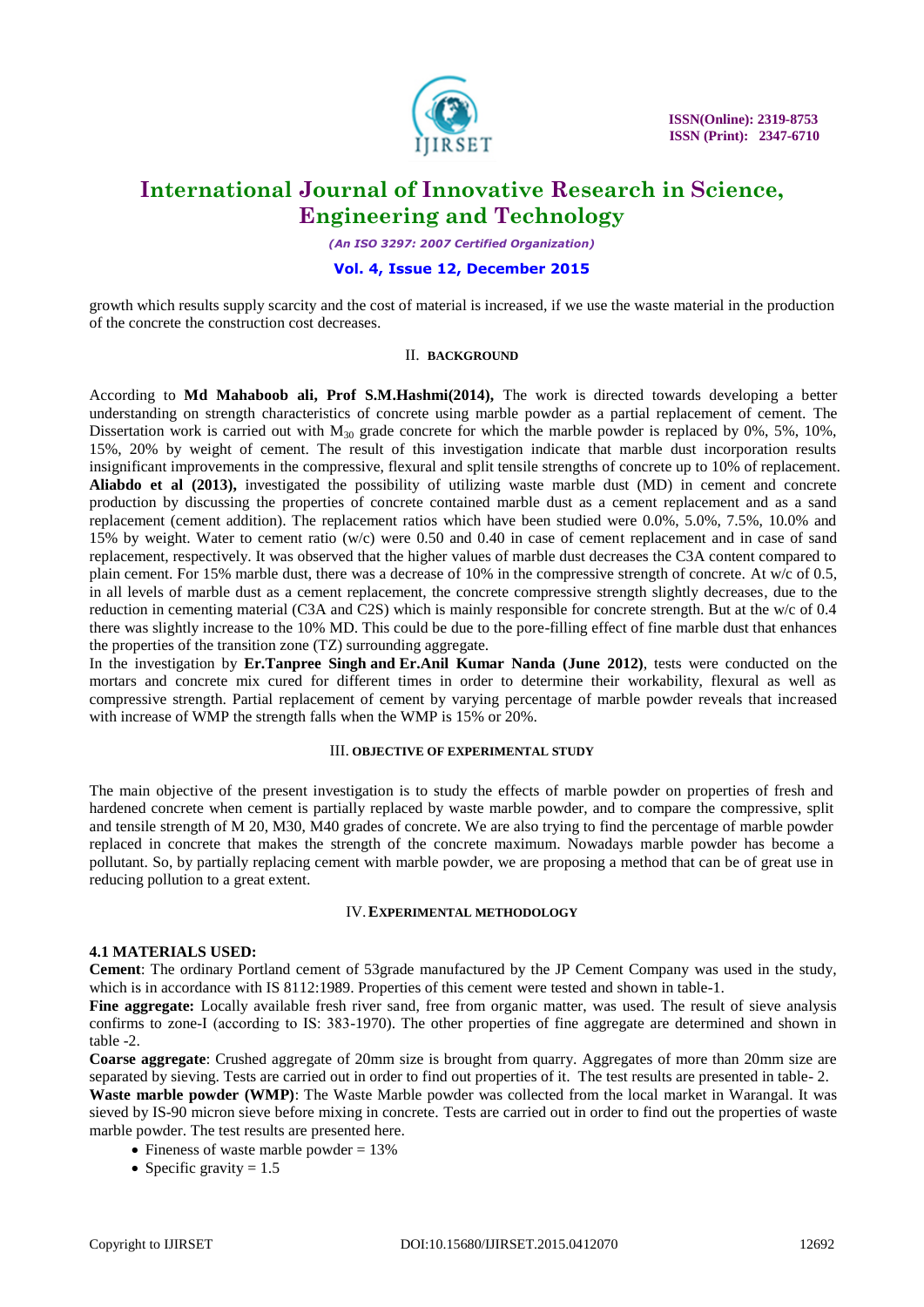growth which results supply scarcity and the cost of material is increased, if we use the waste material in the production of the concrete the construction cost decreases.

## II. BACKGROUND

According to **Md Mahaboob ali, Prof S.M.Hashmi(2014),** The work is directed towards developing a better understanding on strength characteristics of concrete using marble powder as a partial replacement of cement. The Dissertation work is carried out with $M_{30}$ grade concrete for which the marble powder is replaced by 0%, 5%, 10%, 15%, 20% by weight of cement. The result of this investigation indicate that marble dust incorporation results insignificant improvements in the compressive, flexural and split tensile strengths of concrete up to 10% of replacement. **Aliabdo et al (2013),** investigated the possibility of utilizing waste marble dust (MD) in cement and concrete production by discussing the properties of concrete contained marble dust as a cement replacement and as a sand replacement (cement addition). The replacement ratios which have been studied were 0.0%, 5.0%, 7.5%, 10.0% and 15% by weight. Water to cement ratio (w/c) were 0.50 and 0.40 in case of cement replacement and in case of sand replacement, respectively. It was observed that the higher values of marble dust decreases the C3A content compared to plain cement. For 15% marble dust, there was a decrease of 10% in the compressive strength of concrete. At w/c of 0.5, in all levels of marble dust as a cement replacement, the concrete compressive strength slightly decreases, due to the reduction in cementing material (C3A and C2S) which is mainly responsible for concrete strength. But at the w/c of 0.4 there was slightly increase to the 10% MD. This could be due to the pore-filling effect of fine marble dust that enhances the properties of the transition zone (TZ) surrounding aggregate.

In the investigation by **Er.Tanpree Singh and Er.Anil Kumar Nanda (June 2012)**, tests were conducted on the mortars and concrete mix cured for different times in order to determine their workability, flexural as well as compressive strength. Partial replacement of cement by varying percentage of marble powder reveals that increased with increase of WMP the strength falls when the WMP is 15% or 20%.

## III. OBJECTIVE OF EXPERIMENTAL STUDY

The main objective of the present investigation is to study the effects of marble powder on properties of fresh and hardened concrete when cement is partially replaced by waste marble powder, and to compare the compressive, split and tensile strength of M 20, M30, M40 grades of concrete. We are also trying to find the percentage of marble powder replaced in concrete that makes the strength of the concrete maximum. Nowadays marble powder has become a pollutant. So, by partially replacing cement with marble powder, we are proposing a method that can be of great use in reducing pollution to a great extent.

## IV. EXPERIMENTAL METHODOLOGY

### 4.1 MATERIALS USED:

**Cement**: The ordinary Portland cement of 53grade manufactured by the JP Cement Company was used in the study, which is in accordance with IS 8112:1989. Properties of this cement were tested and shown in table-1.

**Fine aggregate:** Locally available fresh river sand, free from organic matter, was used. The result of sieve analysis confirms to zone-I (according to IS: 383-1970). The other properties of fine aggregate are determined and shown in table -2.

**Coarse aggregate**: Crushed aggregate of 20mm size is brought from quarry. Aggregates of more than 20mm size are separated by sieving. Tests are carried out in order to find out properties of it. The test results are presented in table- 2.

**Waste marble powder (WMP)**: The Waste Marble powder was collected from the local market in Warangal. It was sieved by IS-90 micron sieve before mixing in concrete. Tests are carried out in order to find out the properties of waste marble powder. The test results are presented here.

- Fineness of waste marble powder = 13%
- Specific gravity = 1.5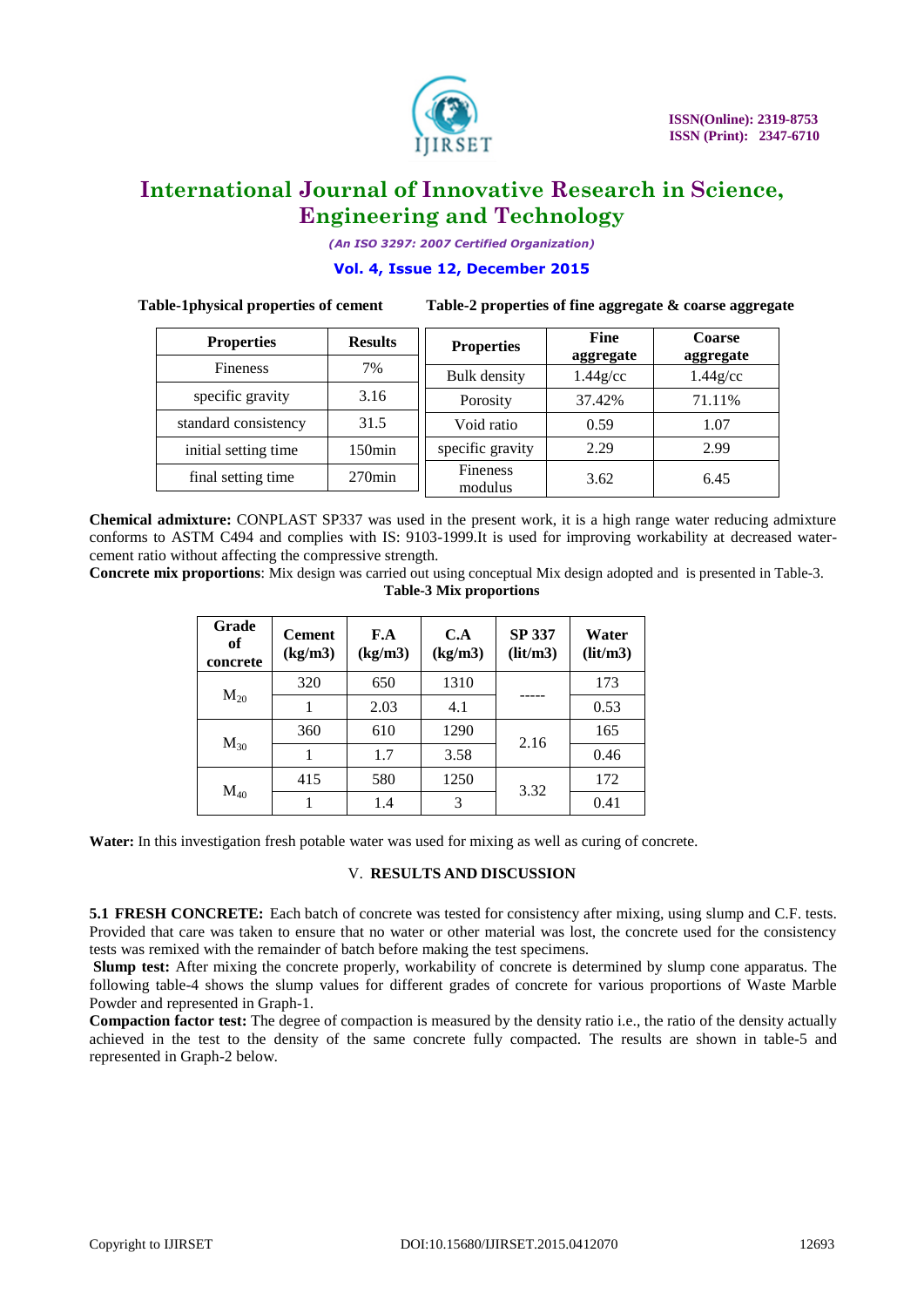**Table-1physical properties of cement**

| Properties | Results |
|---|---|
| Fineness | 7% |
| specific gravity | 3.16 |
| standard consistency | 31.5 |
| initial setting time | 150min |
| final setting time | 270min |

**Table-2 properties of fine aggregate & coarse aggregate**

| Properties | Fine aggregate | Coarse aggregate |
|---|---|---|
| Bulk density | 1.44g/cc | 1.44g/cc |
| Porosity | 37.42% | 71.11% |
| Void ratio | 0.59 | 1.07 |
| specific gravity | 2.29 | 2.99 |
| Fineness modulus | 3.62 | 6.45 |

**Chemical admixture:** CONPLAST SP337 was used in the present work, it is a high range water reducing admixture conforms to ASTM C494 and complies with IS: 9103-1999.It is used for improving workability at decreased water-cement ratio without affecting the compressive strength.

**Concrete mix proportions**: Mix design was carried out using conceptual Mix design adopted and is presented in Table-3.

**Table-3 Mix proportions**

| Grade of concrete | Cement (kg/m3) | F.A (kg/m3) | C.A (kg/m3) | SP 337 (lit/m3) | Water (lit/m3) |
|---|---|---|---|---|---|
| $M_{20}$ | 320 | 650 | 1310 | ----- | 173 |
| | 1 | 2.03 | 4.1 | | 0.53 |
| $M_{30}$ | 360 | 610 | 1290 | 2.16 | 165 |
| | 1 | 1.7 | 3.58 | | 0.46 |
| $M_{40}$ | 415 | 580 | 1250 | 3.32 | 172 |
| | 1 | 1.4 | 3 | | 0.41 |

**Water:** In this investigation fresh potable water was used for mixing as well as curing of concrete.

## V. RESULTS AND DISCUSSION

**5.1 FRESH CONCRETE:** Each batch of concrete was tested for consistency after mixing, using slump and C.F. tests. Provided that care was taken to ensure that no water or other material was lost, the concrete used for the consistency tests was remixed with the remainder of batch before making the test specimens.

**Slump test:** After mixing the concrete properly, workability of concrete is determined by slump cone apparatus. The following table-4 shows the slump values for different grades of concrete for various proportions of Waste Marble Powder and represented in Graph-1.

**Compaction factor test:** The degree of compaction is measured by the density ratio i.e., the ratio of the density actually achieved in the test to the density of the same concrete fully compacted. The results are shown in table-5 and represented in Graph-2 below.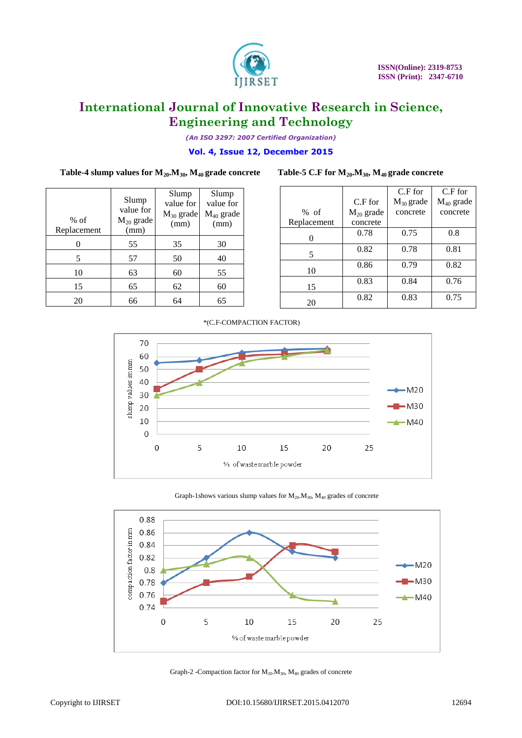**Table-4 slump values for $M_{20}$.$M_{30}$, $M_{40}$ grade concrete**

| % of Replacement | Slump value for $M_{20}$ grade (mm) | Slump value for $M_{30}$ grade (mm) | Slump value for $M_{40}$ grade (mm) |
|---|---|---|---|
| 0 | 55 | 35 | 30 |
| 5 | 57 | 50 | 40 |
| 10 | 63 | 60 | 55 |
| 15 | 65 | 62 | 60 |
| 20 | 66 | 64 | 65 |

**Table-5 C.F for $M_{20}$.$M_{30}$, $M_{40}$ grade concrete**

| % of Replacement | C.F for $M_{20}$ grade concrete | C.F for $M_{30}$ grade concrete | C.F for $M_{40}$ grade concrete |
|---|---|---|---|
| 0 | 0.78 | 0.75 | 0.8 |
| 5 | 0.82 | 0.78 | 0.81 |
| 10 | 0.86 | 0.79 | 0.82 |
| 15 | 0.83 | 0.84 | 0.76 |
| 20 | 0.82 | 0.83 | 0.75 |

*(C.F-COMPACTION FACTOR)

Graph-1shows various slump values for $M_{20}$.$M_{30}$, $M_{40}$ grades of concrete

Graph-2 -Compaction factor for $M_{20}$.$M_{30}$, $M_{40}$ grades of concrete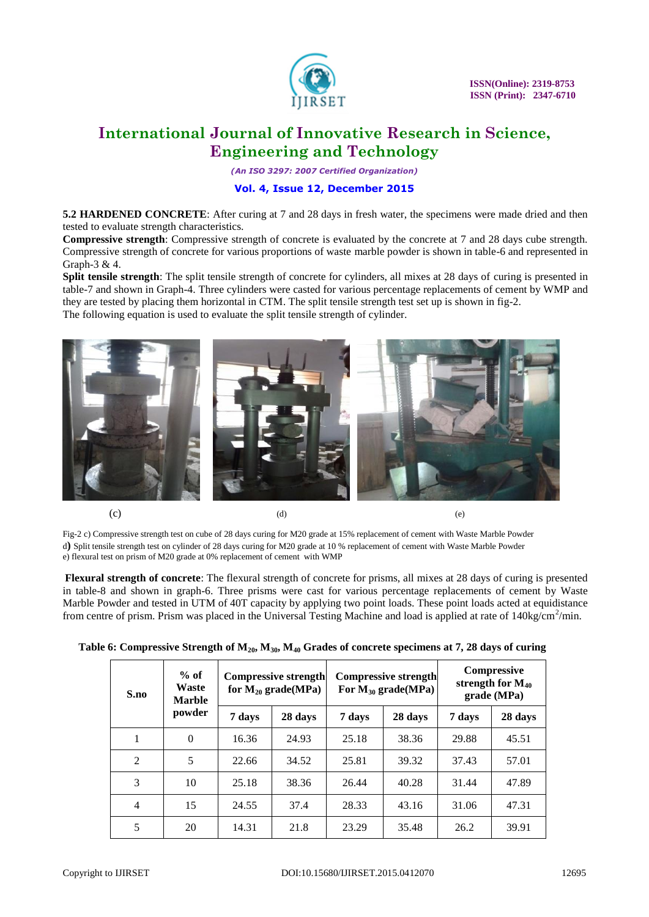**5.2 HARDENED CONCRETE**: After curing at 7 and 28 days in fresh water, the specimens were made dried and then tested to evaluate strength characteristics.

**Compressive strength**: Compressive strength of concrete is evaluated by the concrete at 7 and 28 days cube strength. Compressive strength of concrete for various proportions of waste marble powder is shown in table-6 and represented in Graph-3 & 4.

**Split tensile strength**: The split tensile strength of concrete for cylinders, all mixes at 28 days of curing is presented in table-7 and shown in Graph-4. Three cylinders were casted for various percentage replacements of cement by WMP and they are tested by placing horizontal in CTM. The split tensile strength test set up is shown in fig-2.

The following equation is used to evaluate the split tensile strength of cylinder.

(c) (d) (e)

Fig-2 c) Compressive strength test on cube of 28 days curing for M20 grade at 15% replacement of cement with Waste Marble Powder
d) Split tensile strength test on cylinder of 28 days curing for M20 grade at 10 % replacement of cement with Waste Marble Powder
e) flexural test on prism of M20 grade at 0% replacement of cement with WMP

**Flexural strength of concrete**: The flexural strength of concrete for prisms, all mixes at 28 days of curing is presented in table-8 and shown in graph-6. Three prisms were cast for various percentage replacements of cement by Waste Marble Powder and tested in UTM of 40T capacity by applying two point loads. These point loads acted at equidistance from centre of prism. Prism was placed in the Universal Testing Machine and load is applied at rate of 140kg/cm$^2$/min.

**Table 6: Compressive Strength of $M_{20}$, $M_{30}$, $M_{40}$ Grades of concrete specimens at 7, 28 days of curing**

| S.no | % of Waste Marble powder | Compressive strength for $M_{20}$ grade(MPa) | | Compressive strength For $M_{30}$ grade(MPa) | | Compressive strength for $M_{40}$ grade (MPa) | |
|---|---|---|---|---|---|---|---|
| | | 7 days | 28 days | 7 days | 28 days | 7 days | 28 days |
| 1 | 0 | 16.36 | 24.93 | 25.18 | 38.36 | 29.88 | 45.51 |
| 2 | 5 | 22.66 | 34.52 | 25.81 | 39.32 | 37.43 | 57.01 |
| 3 | 10 | 25.18 | 38.36 | 26.44 | 40.28 | 31.44 | 47.89 |
| 4 | 15 | 24.55 | 37.4 | 28.33 | 43.16 | 31.06 | 47.31 |
| 5 | 20 | 14.31 | 21.8 | 23.29 | 35.48 | 26.2 | 39.91 |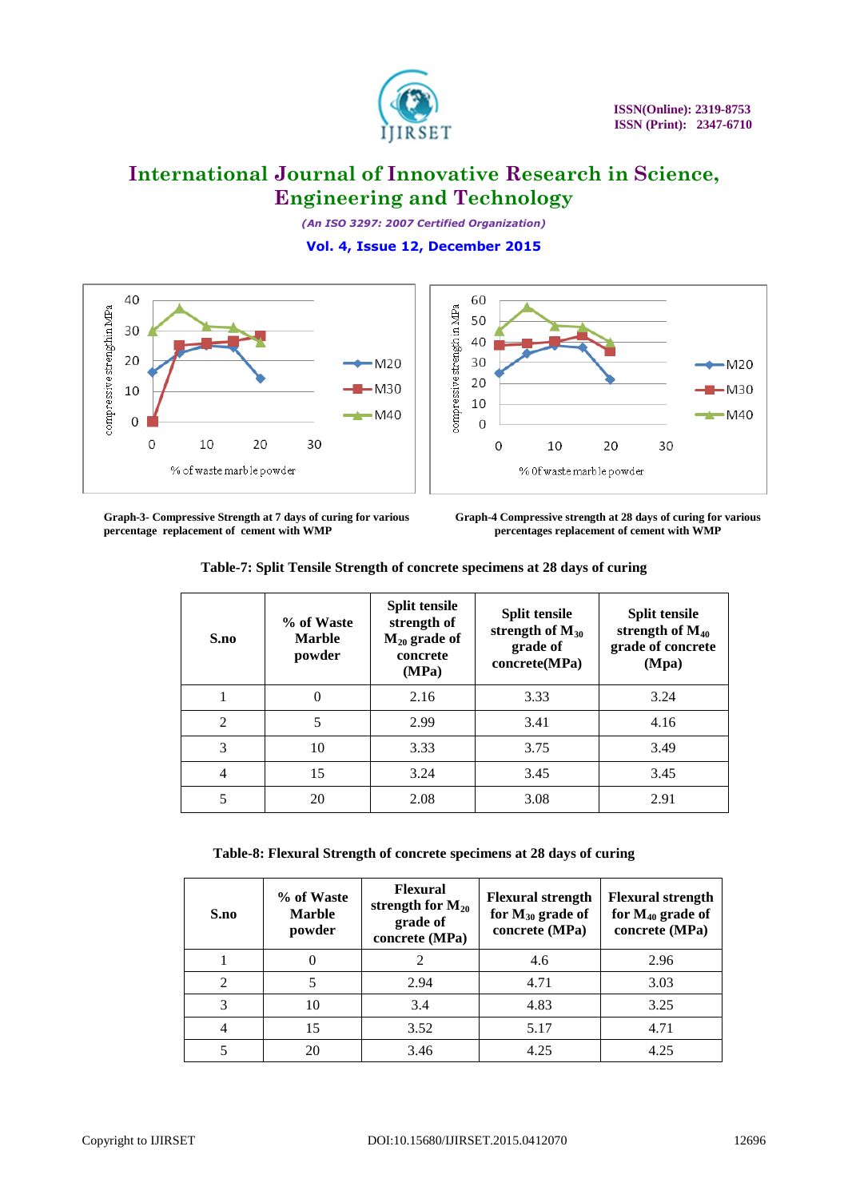Graph-3- Compressive Strength at 7 days of curing for various percentage replacement of cement with WMP

Graph-4 Compressive strength at 28 days of curing for various percentages replacement of cement with WMP

**Table-7: Split Tensile Strength of concrete specimens at 28 days of curing**

| S.no | % of Waste Marble powder | Split tensile strength of $M_{20}$ grade of concrete (MPa) | Split tensile strength of $M_{30}$ grade of concrete(MPa) | Split tensile strength of $M_{40}$ grade of concrete (Mpa) |
|---|---|---|---|---|
| 1 | 0 | 2.16 | 3.33 | 3.24 |
| 2 | 5 | 2.99 | 3.41 | 4.16 |
| 3 | 10 | 3.33 | 3.75 | 3.49 |
| 4 | 15 | 3.24 | 3.45 | 3.45 |
| 5 | 20 | 2.08 | 3.08 | 2.91 |

**Table-8: Flexural Strength of concrete specimens at 28 days of curing**

| S.no | % of Waste Marble powder | Flexural strength for $M_{20}$ grade of concrete (MPa) | Flexural strength for $M_{30}$ grade of concrete (MPa) | Flexural strength for $M_{40}$ grade of concrete (MPa) |
|---|---|---|---|---|
| 1 | 0 | 2 | 4.6 | 2.96 |
| 2 | 5 | 2.94 | 4.71 | 3.03 |
| 3 | 10 | 3.4 | 4.83 | 3.25 |
| 4 | 15 | 3.52 | 5.17 | 4.71 |
| 5 | 20 | 3.46 | 4.25 | 4.25 |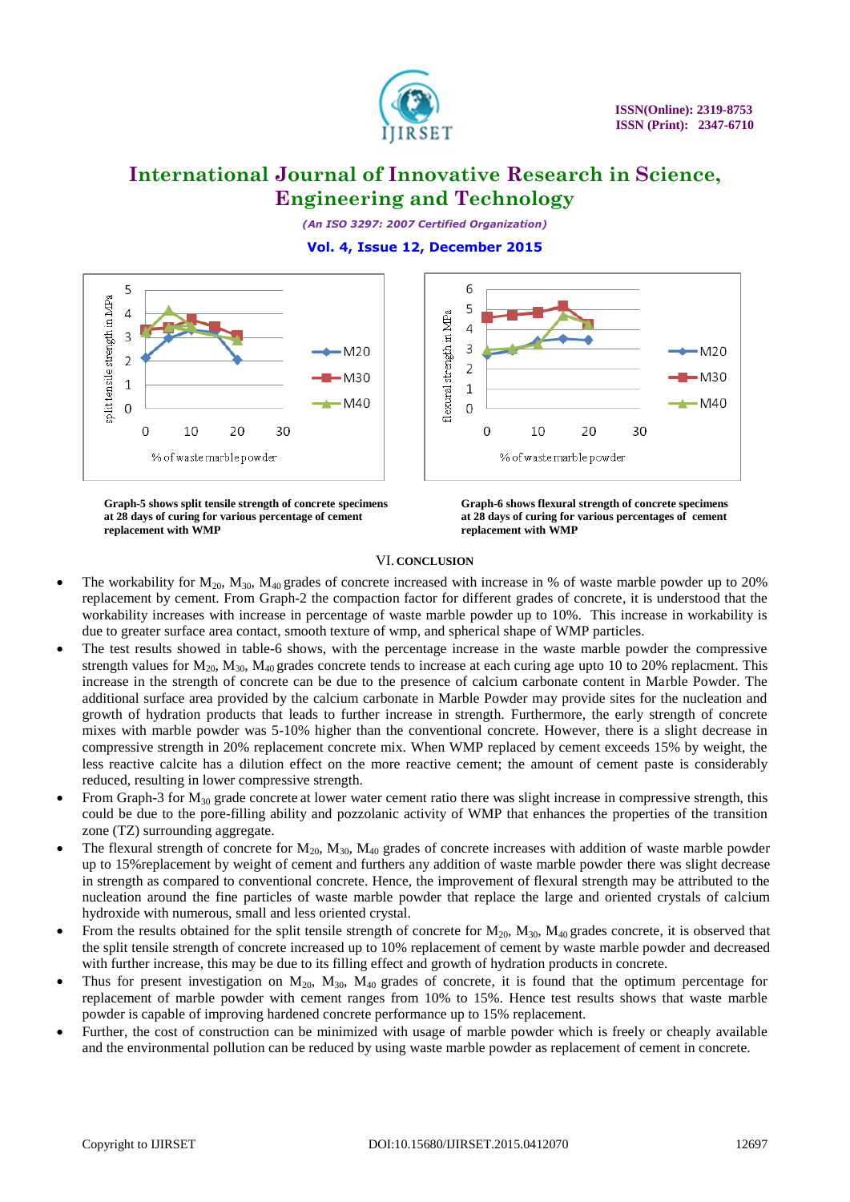Graph-5 shows split tensile strength of concrete specimens at 28 days of curing for various percentage of cement replacement with WMP

Graph-6 shows flexural strength of concrete specimens at 28 days of curing for various percentages of cement replacement with WMP

## VI. CONCLUSION

- The workability for $M_{20}$, $M_{30}$, $M_{40}$ grades of concrete increased with increase in % of waste marble powder up to 20% replacement by cement. From Graph-2 the compaction factor for different grades of concrete, it is understood that the workability increases with increase in percentage of waste marble powder up to 10%. This increase in workability is due to greater surface area contact, smooth texture of wmp, and spherical shape of WMP particles.
- The test results showed in table-6 shows, with the percentage increase in the waste marble powder the compressive strength values for $M_{20}$, $M_{30}$, $M_{40}$ grades concrete tends to increase at each curing age upto 10 to 20% replacment. This increase in the strength of concrete can be due to the presence of calcium carbonate content in Marble Powder. The additional surface area provided by the calcium carbonate in Marble Powder may provide sites for the nucleation and growth of hydration products that leads to further increase in strength. Furthermore, the early strength of concrete mixes with marble powder was 5-10% higher than the conventional concrete. However, there is a slight decrease in compressive strength in 20% replacement concrete mix. When WMP replaced by cement exceeds 15% by weight, the less reactive calcite has a dilution effect on the more reactive cement; the amount of cement paste is considerably reduced, resulting in lower compressive strength.
- From Graph-3 for $M_{30}$ grade concrete at lower water cement ratio there was slight increase in compressive strength, this could be due to the pore-filling ability and pozzolanic activity of WMP that enhances the properties of the transition zone (TZ) surrounding aggregate.
- The flexural strength of concrete for $M_{20}$, $M_{30}$, $M_{40}$ grades of concrete increases with addition of waste marble powder up to 15%replacement by weight of cement and furthers any addition of waste marble powder there was slight decrease in strength as compared to conventional concrete. Hence, the improvement of flexural strength may be attributed to the nucleation around the fine particles of waste marble powder that replace the large and oriented crystals of calcium hydroxide with numerous, small and less oriented crystal.
- From the results obtained for the split tensile strength of concrete for $M_{20}$, $M_{30}$, $M_{40}$ grades concrete, it is observed that the split tensile strength of concrete increased up to 10% replacement of cement by waste marble powder and decreased with further increase, this may be due to its filling effect and growth of hydration products in concrete.
- Thus for present investigation on $M_{20}$, $M_{30}$, $M_{40}$ grades of concrete, it is found that the optimum percentage for replacement of marble powder with cement ranges from 10% to 15%. Hence test results shows that waste marble powder is capable of improving hardened concrete performance up to 15% replacement.
- Further, the cost of construction can be minimized with usage of marble powder which is freely or cheaply available and the environmental pollution can be reduced by using waste marble powder as replacement of cement in concrete.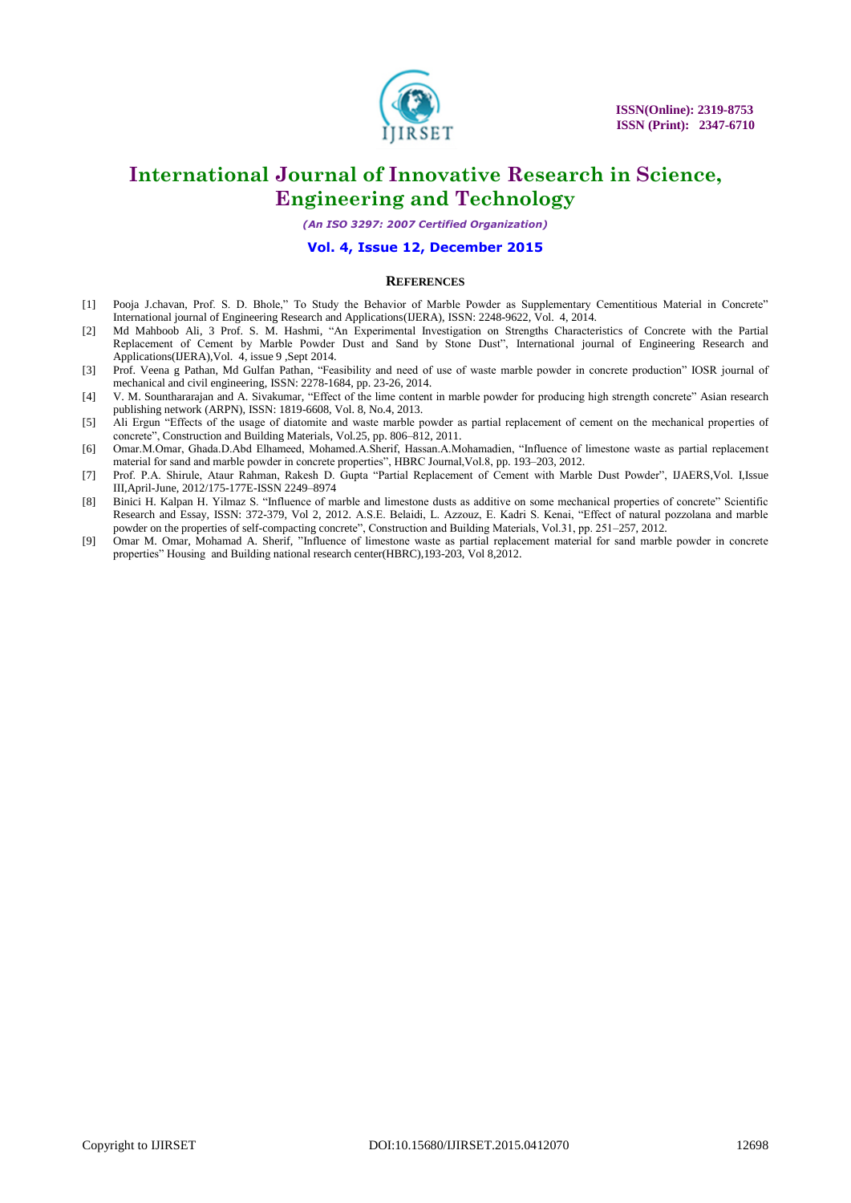## REFERENCES

[1] Pooja J.chavan, Prof. S. D. Bhole," To Study the Behavior of Marble Powder as Supplementary Cementitious Material in Concrete" International journal of Engineering Research and Applications(IJERA), ISSN: 2248-9622, Vol. 4, 2014.

[2] Md Mahboob Ali, 3 Prof. S. M. Hashmi, "An Experimental Investigation on Strengths Characteristics of Concrete with the Partial Replacement of Cement by Marble Powder Dust and Sand by Stone Dust", International journal of Engineering Research and Applications(IJERA),Vol. 4, issue 9 ,Sept 2014.

[3] Prof. Veena g Pathan, Md Gulfan Pathan, "Feasibility and need of use of waste marble powder in concrete production" IOSR journal of mechanical and civil engineering, ISSN: 2278-1684, pp. 23-26, 2014.

[4] V. M. Sounthararajan and A. Sivakumar, "Effect of the lime content in marble powder for producing high strength concrete" Asian research publishing network (ARPN), ISSN: 1819-6608, Vol. 8, No.4, 2013.

[5] Ali Ergun "Effects of the usage of diatomite and waste marble powder as partial replacement of cement on the mechanical properties of concrete", Construction and Building Materials, Vol.25, pp. 806–812, 2011.

[6] Omar.M.Omar, Ghada.D.Abd Elhameed, Mohamed.A.Sherif, Hassan.A.Mohamadien, "Influence of limestone waste as partial replacement material for sand and marble powder in concrete properties", HBRC Journal,Vol.8, pp. 193–203, 2012.

[7] Prof. P.A. Shirule, Ataur Rahman, Rakesh D. Gupta "Partial Replacement of Cement with Marble Dust Powder", IJAERS,Vol. I,Issue III,April-June, 2012/175-177E-ISSN 2249–8974

[8] Binici H. Kalpan H. Yilmaz S. "Influence of marble and limestone dusts as additive on some mechanical properties of concrete" Scientific Research and Essay, ISSN: 372-379, Vol 2, 2012. A.S.E. Belaidi, L. Azzouz, E. Kadri S. Kenai, "Effect of natural pozzolana and marble powder on the properties of self-compacting concrete", Construction and Building Materials, Vol.31, pp. 251–257, 2012.

[9] Omar M. Omar, Mohamad A. Sherif, "Influence of limestone waste as partial replacement material for sand marble powder in concrete properties" Housing and Building national research center(HBRC),193-203, Vol 8,2012.